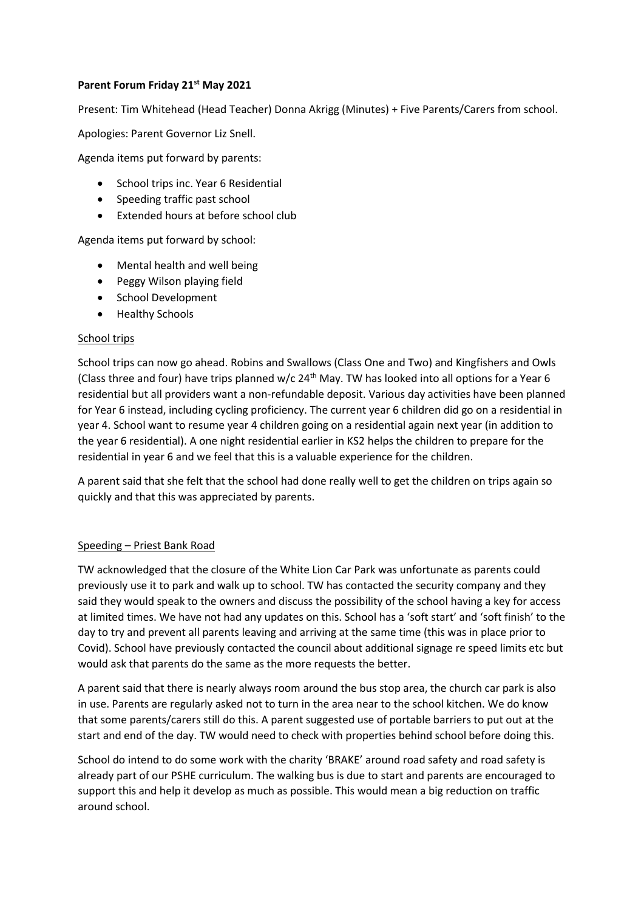**Parent Forum Friday 21st May 2021**

Present: Tim Whitehead (Head Teacher) Donna Akrigg (Minutes) + Five Parents/Carers from school.

Apologies: Parent Governor Liz Snell.

Agenda items put forward by parents:

- School trips inc. Year 6 Residential
- Speeding traffic past school
- Extended hours at before school club

Agenda items put forward by school:

- Mental health and well being
- Peggy Wilson playing field
- School Development
- Healthy Schools

School trips

School trips can now go ahead. Robins and Swallows (Class One and Two) and Kingfishers and Owls (Class three and four) have trips planned w/c 24th May. TW has looked into all options for a Year 6 residential but all providers want a non-refundable deposit. Various day activities have been planned for Year 6 instead, including cycling proficiency. The current year 6 children did go on a residential in year 4. School want to resume year 4 children going on a residential again next year (in addition to the year 6 residential). A one night residential earlier in KS2 helps the children to prepare for the residential in year 6 and we feel that this is a valuable experience for the children.

A parent said that she felt that the school had done really well to get the children on trips again so quickly and that this was appreciated by parents.

Speeding – Priest Bank Road

TW acknowledged that the closure of the White Lion Car Park was unfortunate as parents could previously use it to park and walk up to school. TW has contacted the security company and they said they would speak to the owners and discuss the possibility of the school having a key for access at limited times. We have not had any updates on this. School has a 'soft start' and 'soft finish' to the day to try and prevent all parents leaving and arriving at the same time (this was in place prior to Covid). School have previously contacted the council about additional signage re speed limits etc but would ask that parents do the same as the more requests the better.

A parent said that there is nearly always room around the bus stop area, the church car park is also in use. Parents are regularly asked not to turn in the area near to the school kitchen. We do know that some parents/carers still do this. A parent suggested use of portable barriers to put out at the start and end of the day. TW would need to check with properties behind school before doing this.

School do intend to do some work with the charity 'BRAKE' around road safety and road safety is already part of our PSHE curriculum. The walking bus is due to start and parents are encouraged to support this and help it develop as much as possible. This would mean a big reduction on traffic around school.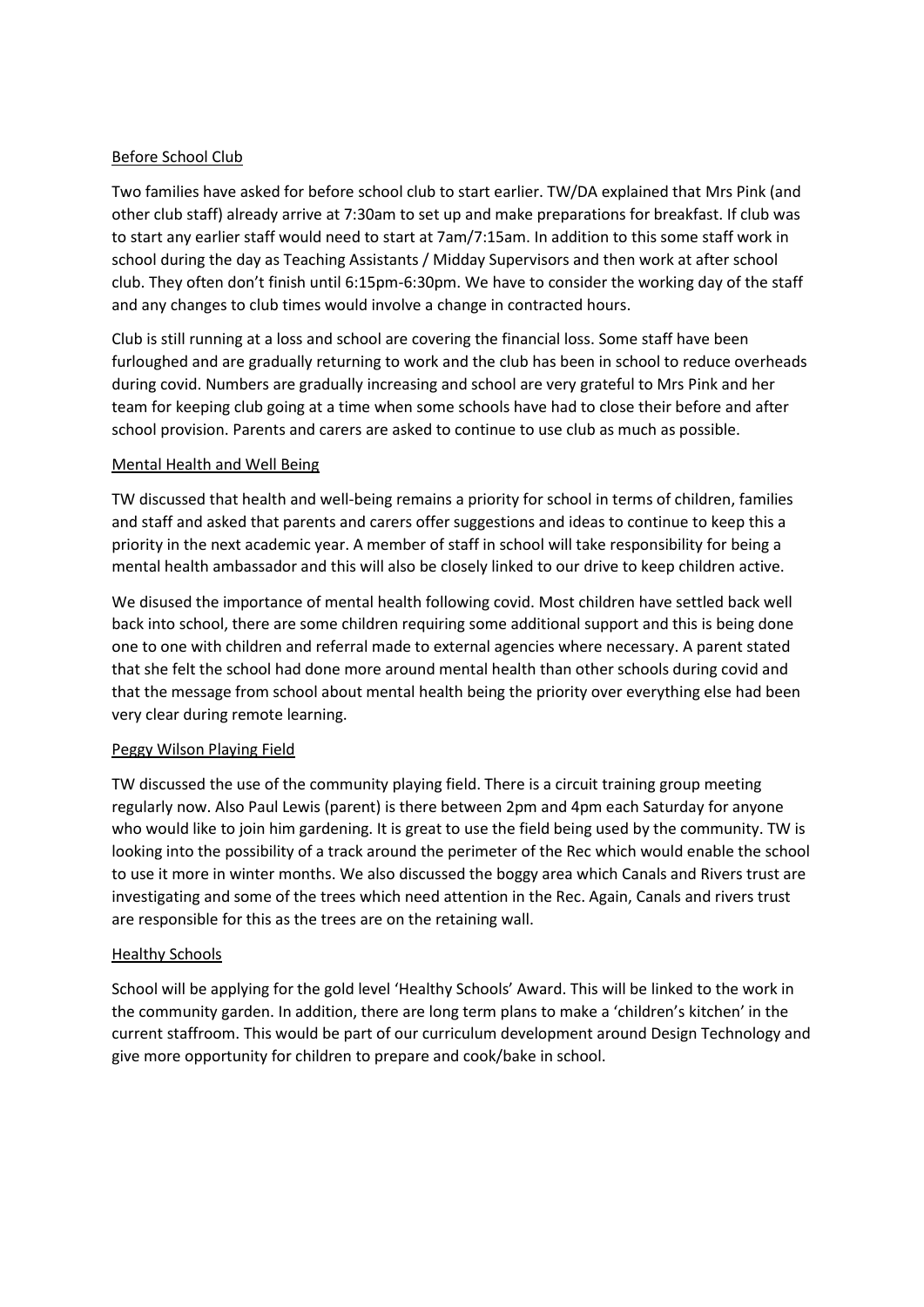## Before School Club

Two families have asked for before school club to start earlier. TW/DA explained that Mrs Pink (and other club staff) already arrive at 7:30am to set up and make preparations for breakfast. If club was to start any earlier staff would need to start at 7am/7:15am. In addition to this some staff work in school during the day as Teaching Assistants / Midday Supervisors and then work at after school club. They often don't finish until 6:15pm-6:30pm. We have to consider the working day of the staff and any changes to club times would involve a change in contracted hours.

Club is still running at a loss and school are covering the financial loss. Some staff have been furloughed and are gradually returning to work and the club has been in school to reduce overheads during covid. Numbers are gradually increasing and school are very grateful to Mrs Pink and her team for keeping club going at a time when some schools have had to close their before and after school provision. Parents and carers are asked to continue to use club as much as possible.

## Mental Health and Well Being

TW discussed that health and well-being remains a priority for school in terms of children, families and staff and asked that parents and carers offer suggestions and ideas to continue to keep this a priority in the next academic year. A member of staff in school will take responsibility for being a mental health ambassador and this will also be closely linked to our drive to keep children active.

We disused the importance of mental health following covid. Most children have settled back well back into school, there are some children requiring some additional support and this is being done one to one with children and referral made to external agencies where necessary. A parent stated that she felt the school had done more around mental health than other schools during covid and that the message from school about mental health being the priority over everything else had been very clear during remote learning.

## Peggy Wilson Playing Field

TW discussed the use of the community playing field. There is a circuit training group meeting regularly now. Also Paul Lewis (parent) is there between 2pm and 4pm each Saturday for anyone who would like to join him gardening. It is great to use the field being used by the community. TW is looking into the possibility of a track around the perimeter of the Rec which would enable the school to use it more in winter months. We also discussed the boggy area which Canals and Rivers trust are investigating and some of the trees which need attention in the Rec. Again, Canals and rivers trust are responsible for this as the trees are on the retaining wall.

## Healthy Schools

School will be applying for the gold level 'Healthy Schools' Award. This will be linked to the work in the community garden. In addition, there are long term plans to make a 'children's kitchen' in the current staffroom. This would be part of our curriculum development around Design Technology and give more opportunity for children to prepare and cook/bake in school.